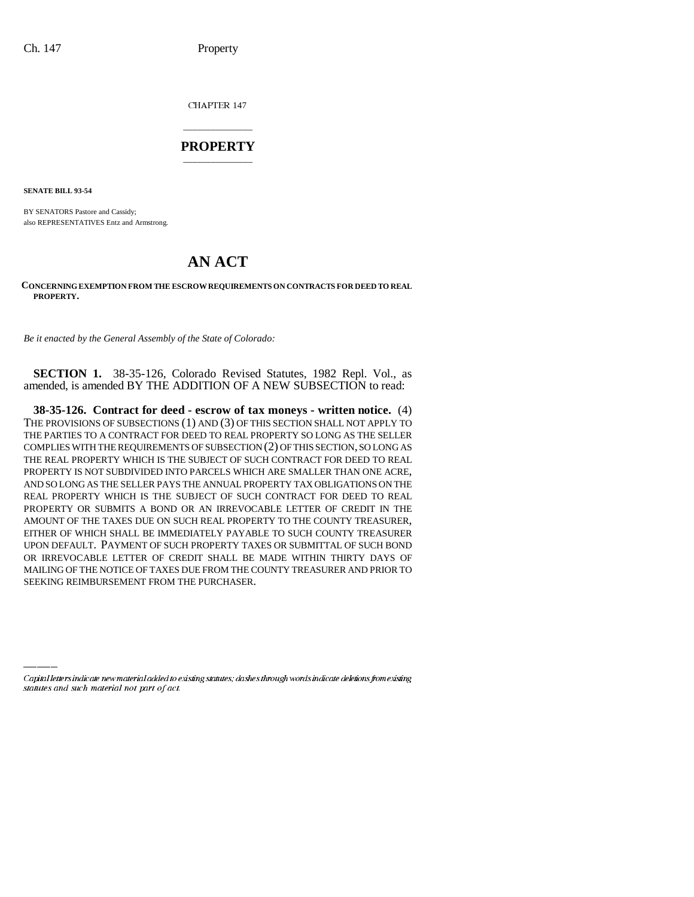CHAPTER 147

# PROPERTY

**SENATE BILL 93-54**

BY SENATORS Pastore and Cassidy;
also REPRESENTATIVES Entz and Armstrong.

# AN ACT

**CONCERNING EXEMPTION FROM THE ESCROW REQUIREMENTS ON CONTRACTS FOR DEED TO REAL PROPERTY.**

*Be it enacted by the General Assembly of the State of Colorado:*

**SECTION 1.** 38-35-126, Colorado Revised Statutes, 1982 Repl. Vol., as amended, is amended BY THE ADDITION OF A NEW SUBSECTION to read:

**38-35-126. Contract for deed - escrow of tax moneys - written notice.** (4) THE PROVISIONS OF SUBSECTIONS (1) AND (3) OF THIS SECTION SHALL NOT APPLY TO THE PARTIES TO A CONTRACT FOR DEED TO REAL PROPERTY SO LONG AS THE SELLER COMPLIES WITH THE REQUIREMENTS OF SUBSECTION (2) OF THIS SECTION, SO LONG AS THE REAL PROPERTY WHICH IS THE SUBJECT OF SUCH CONTRACT FOR DEED TO REAL PROPERTY IS NOT SUBDIVIDED INTO PARCELS WHICH ARE SMALLER THAN ONE ACRE, AND SO LONG AS THE SELLER PAYS THE ANNUAL PROPERTY TAX OBLIGATIONS ON THE REAL PROPERTY WHICH IS THE SUBJECT OF SUCH CONTRACT FOR DEED TO REAL PROPERTY OR SUBMITS A BOND OR AN IRREVOCABLE LETTER OF CREDIT IN THE AMOUNT OF THE TAXES DUE ON SUCH REAL PROPERTY TO THE COUNTY TREASURER, EITHER OF WHICH SHALL BE IMMEDIATELY PAYABLE TO SUCH COUNTY TREASURER UPON DEFAULT. PAYMENT OF SUCH PROPERTY TAXES OR SUBMITTAL OF SUCH BOND OR IRREVOCABLE LETTER OF CREDIT SHALL BE MADE WITHIN THIRTY DAYS OF MAILING OF THE NOTICE OF TAXES DUE FROM THE COUNTY TREASURER AND PRIOR TO SEEKING REIMBURSEMENT FROM THE PURCHASER.

*Capital letters indicate new material added to existing statutes; dashes through words indicate deletions from existing statutes and such material not part of act.*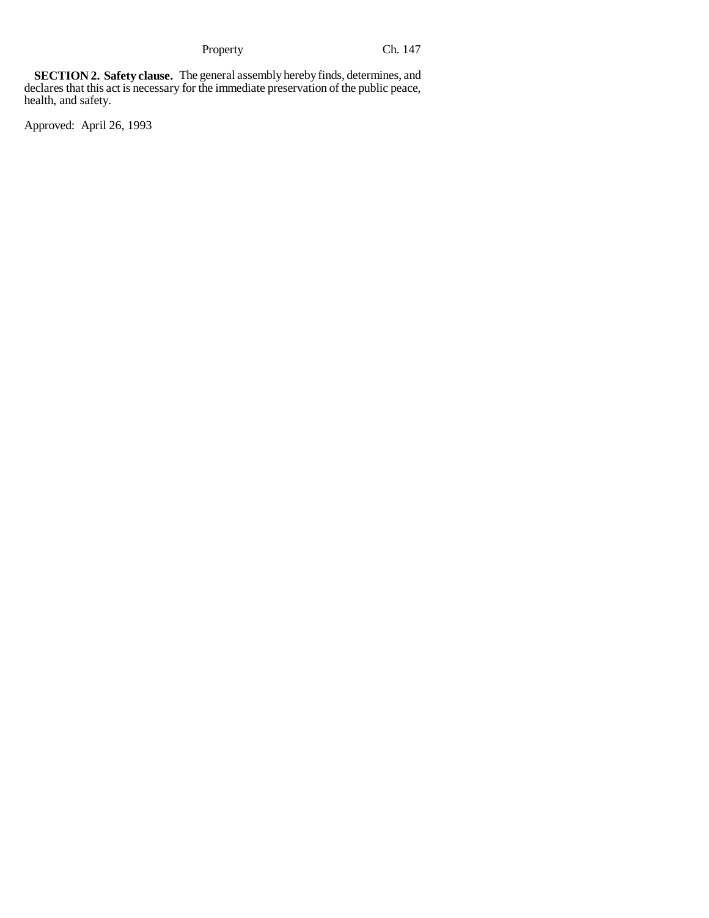**SECTION 2. Safety clause.** The general assembly hereby finds, determines, and declares that this act is necessary for the immediate preservation of the public peace, health, and safety.

Approved: April 26, 1993